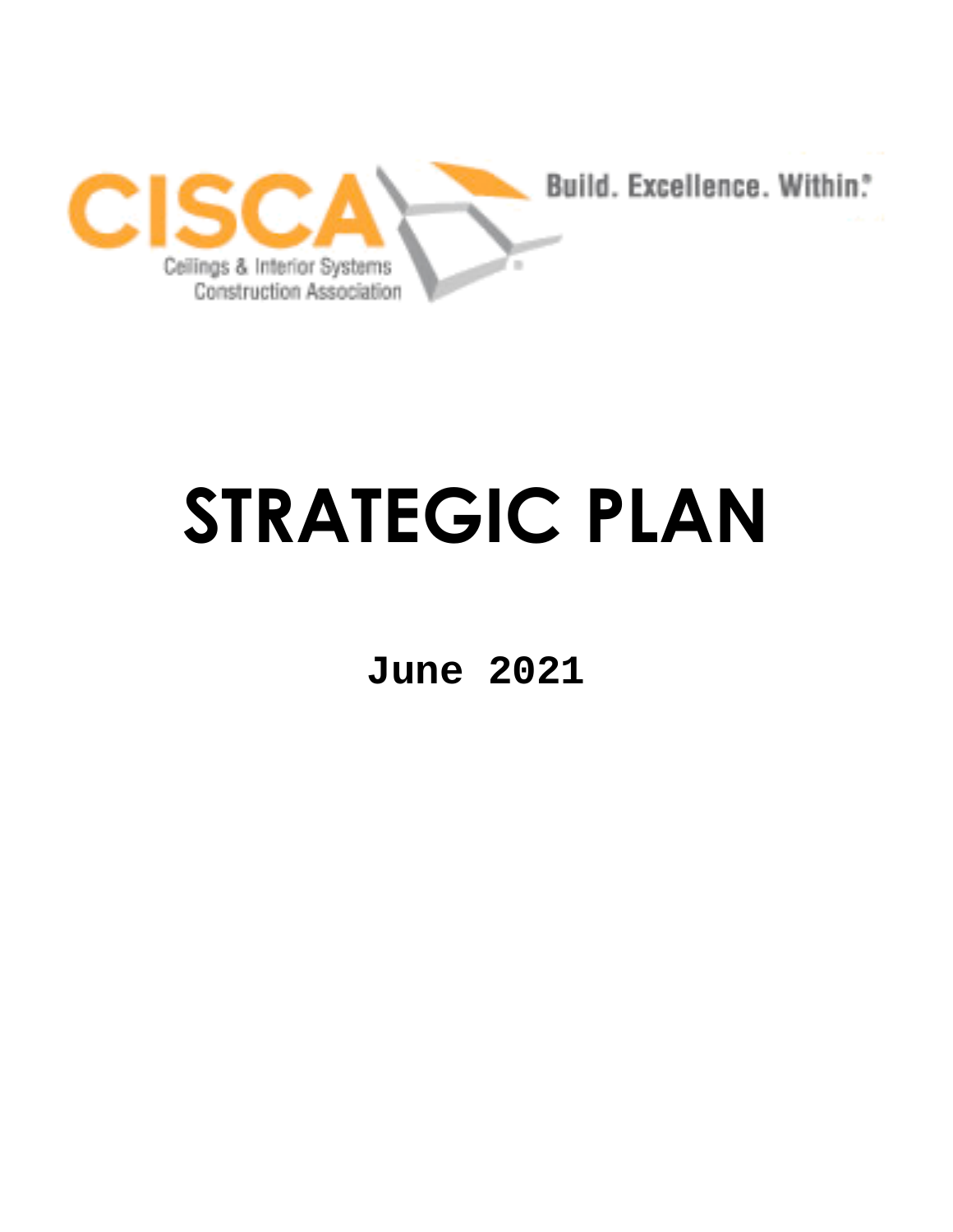CISCA

Ceilings & Interior Systems Construction Association

Build. Excellence. Within.®

# STRATEGIC PLAN

**June 2021**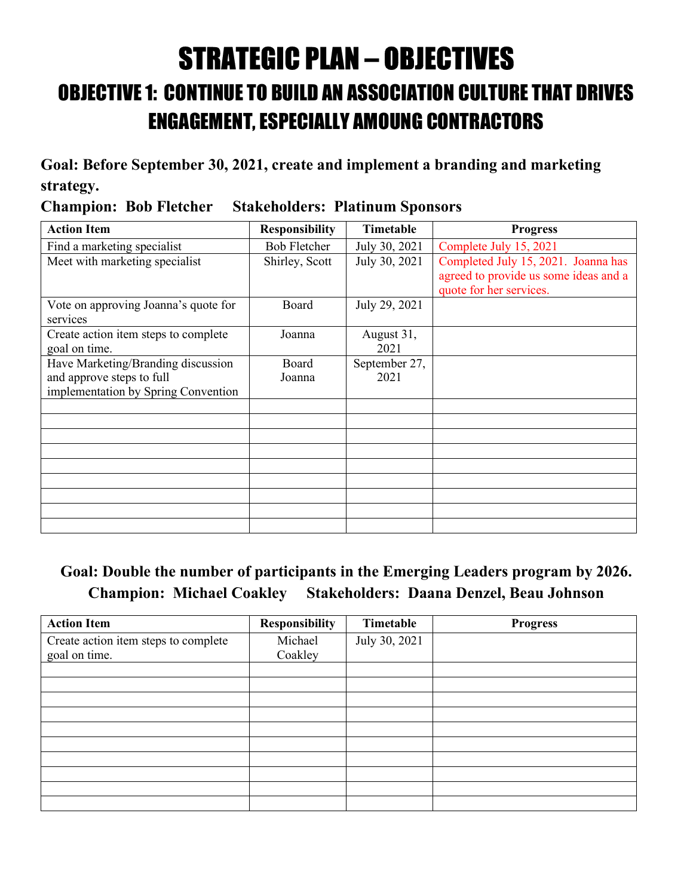# STRATEGIC PLAN – OBJECTIVES

## OBJECTIVE 1: CONTINUE TO BUILD AN ASSOCIATION CULTURE THAT DRIVES ENGAGEMENT, ESPECIALLY AMOUNG CONTRACTORS

**Goal: Before September 30, 2021, create and implement a branding and marketing strategy.**

**Champion: Bob Fletcher Stakeholders: Platinum Sponsors**

| Action Item | Responsibility | Timetable | Progress |
|---|---|---|---|
| Find a marketing specialist | Bob Fletcher | July 30, 2021 | Complete July 15, 2021 |
| Meet with marketing specialist | Shirley, Scott | July 30, 2021 | Completed July 15, 2021. Joanna has agreed to provide us some ideas and a quote for her services. |
| Vote on approving Joanna's quote for services | Board | July 29, 2021 | |
| Create action item steps to complete goal on time. | Joanna | August 31, 2021 | |
| Have Marketing/Branding discussion and approve steps to full implementation by Spring Convention | Board Joanna | September 27, 2021 | |
| | | | |
| | | | |
| | | | |
| | | | |
| | | | |
| | | | |
| | | | |
| | | | |
| | | | |

**Goal: Double the number of participants in the Emerging Leaders program by 2026.**

**Champion: Michael Coakley Stakeholders: Daana Denzel, Beau Johnson**

| Action Item | Responsibility | Timetable | Progress |
|---|---|---|---|
| Create action item steps to complete goal on time. | Michael Coakley | July 30, 2021 | |
| | | | |
| | | | |
| | | | |
| | | | |
| | | | |
| | | | |
| | | | |
| | | | |
| | | | |
| | | | |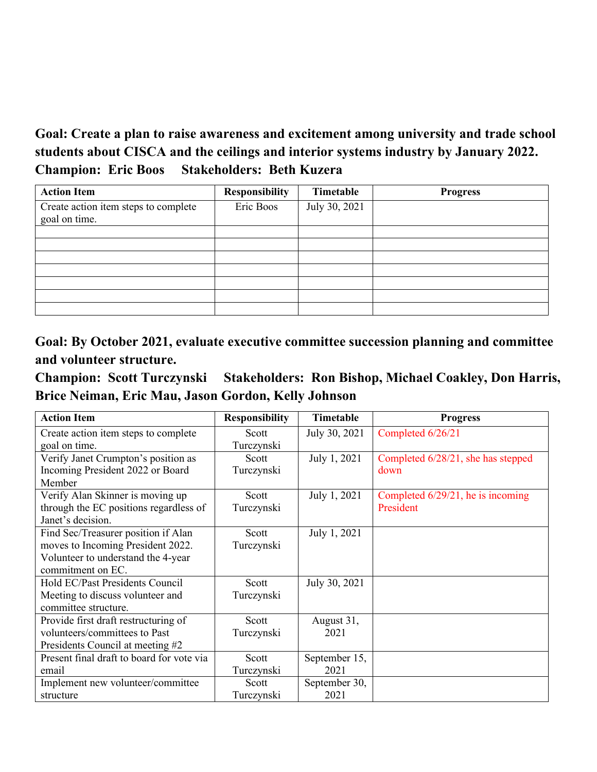**Goal: Create a plan to raise awareness and excitement among university and trade school students about CISCA and the ceilings and interior systems industry by January 2022.**
**Champion: Eric Boos Stakeholders: Beth Kuzera**

| Action Item | Responsibility | Timetable | Progress |
|---|---|---|---|
| Create action item steps to complete goal on time. | Eric Boos | July 30, 2021 | |
| | | | |
| | | | |
| | | | |
| | | | |
| | | | |
| | | | |
| | | | |

**Goal: By October 2021, evaluate executive committee succession planning and committee and volunteer structure.**
**Champion: Scott Turczynski Stakeholders: Ron Bishop, Michael Coakley, Don Harris, Brice Neiman, Eric Mau, Jason Gordon, Kelly Johnson**

| Action Item | Responsibility | Timetable | Progress |
|---|---|---|---|
| Create action item steps to complete goal on time. | Scott Turczynski | July 30, 2021 | Completed 6/26/21 |
| Verify Janet Crumpton's position as Incoming President 2022 or Board Member | Scott Turczynski | July 1, 2021 | Completed 6/28/21, she has stepped down |
| Verify Alan Skinner is moving up through the EC positions regardless of Janet's decision. | Scott Turczynski | July 1, 2021 | Completed 6/29/21, he is incoming President |
| Find Sec/Treasurer position if Alan moves to Incoming President 2022. Volunteer to understand the 4-year commitment on EC. | Scott Turczynski | July 1, 2021 | |
| Hold EC/Past Presidents Council Meeting to discuss volunteer and committee structure. | Scott Turczynski | July 30, 2021 | |
| Provide first draft restructuring of volunteers/committees to Past Presidents Council at meeting #2 | Scott Turczynski | August 31, 2021 | |
| Present final draft to board for vote via email | Scott Turczynski | September 15, 2021 | |
| Implement new volunteer/committee structure | Scott Turczynski | September 30, 2021 | |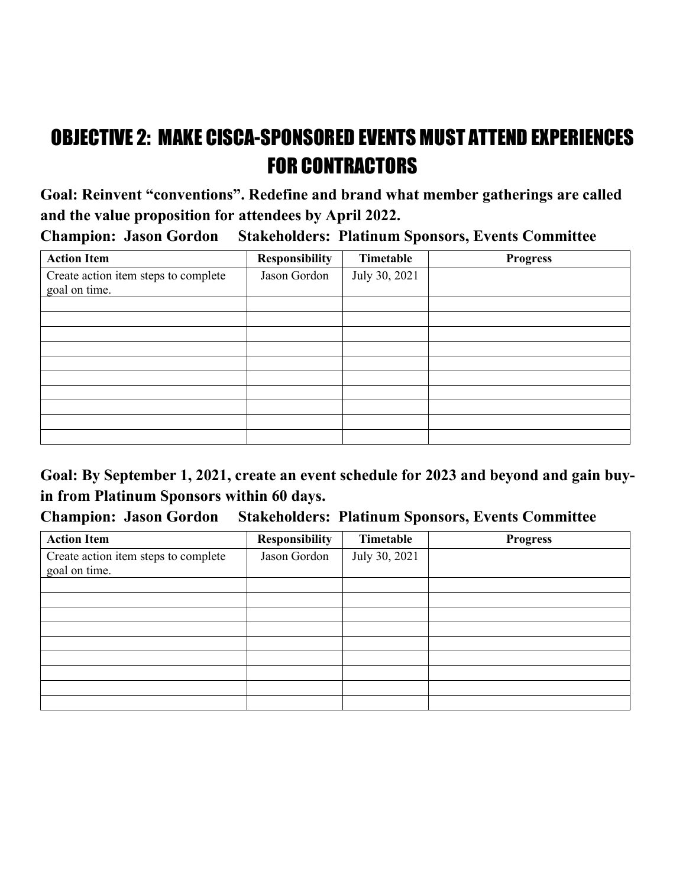# OBJECTIVE 2: MAKE CISCA-SPONSORED EVENTS MUST ATTEND EXPERIENCES FOR CONTRACTORS

**Goal: Reinvent "conventions". Redefine and brand what member gatherings are called and the value proposition for attendees by April 2022.**

**Champion: Jason Gordon    Stakeholders: Platinum Sponsors, Events Committee**

| Action Item | Responsibility | Timetable | Progress |
|---|---|---|---|
| Create action item steps to complete goal on time. | Jason Gordon | July 30, 2021 | |
| | | | |
| | | | |
| | | | |
| | | | |
| | | | |
| | | | |
| | | | |
| | | | |
| | | | |
| | | | |

**Goal: By September 1, 2021, create an event schedule for 2023 and beyond and gain buy-in from Platinum Sponsors within 60 days.**

**Champion: Jason Gordon    Stakeholders: Platinum Sponsors, Events Committee**

| Action Item | Responsibility | Timetable | Progress |
|---|---|---|---|
| Create action item steps to complete goal on time. | Jason Gordon | July 30, 2021 | |
| | | | |
| | | | |
| | | | |
| | | | |
| | | | |
| | | | |
| | | | |
| | | | |
| | | | |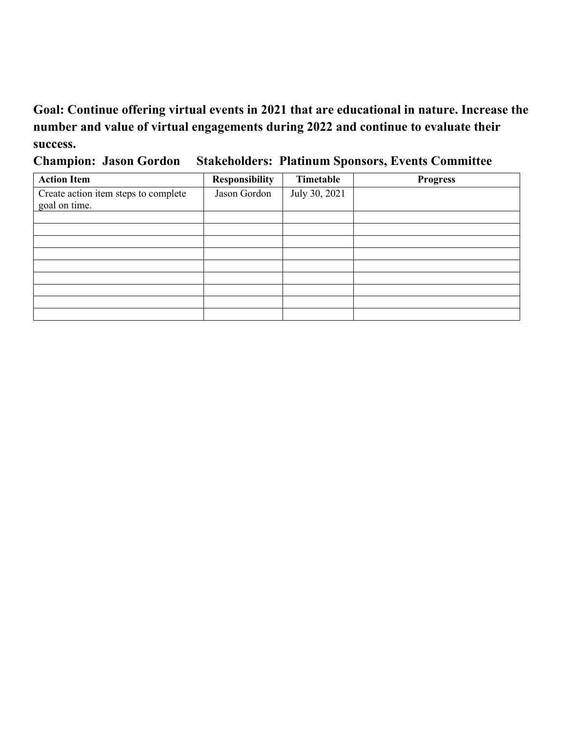**Goal: Continue offering virtual events in 2021 that are educational in nature. Increase the number and value of virtual engagements during 2022 and continue to evaluate their success.**

**Champion: Jason Gordon     Stakeholders: Platinum Sponsors, Events Committee**

| Action Item | Responsibility | Timetable | Progress |
| --- | --- | --- | --- |
| Create action item steps to complete goal on time. | Jason Gordon | July 30, 2021 | |
| | | | |
| | | | |
| | | | |
| | | | |
| | | | |
| | | | |
| | | | |
| | | | |
| | | | |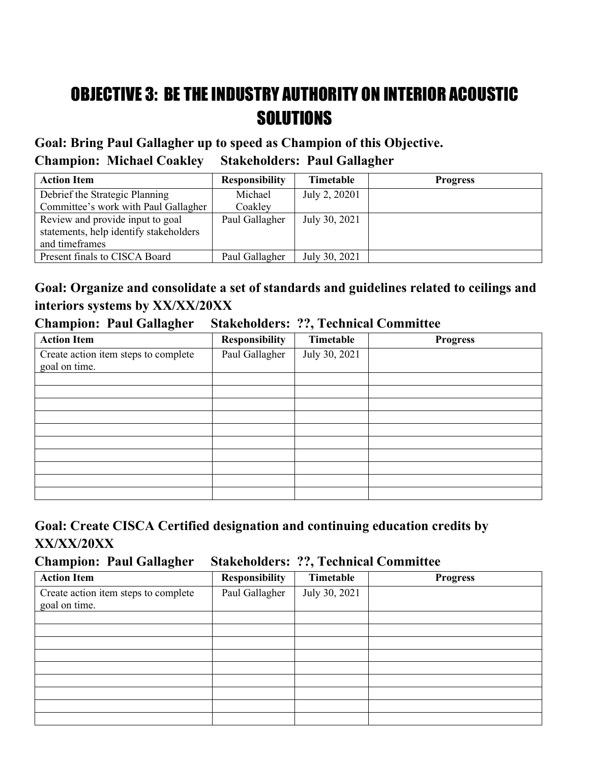# OBJECTIVE 3: BE THE INDUSTRY AUTHORITY ON INTERIOR ACOUSTIC SOLUTIONS

### Goal: Bring Paul Gallagher up to speed as Champion of this Objective.

### Champion: Michael Coakley    Stakeholders: Paul Gallagher

| Action Item | Responsibility | Timetable | Progress |
| --- | --- | --- | --- |
| Debrief the Strategic Planning Committee's work with Paul Gallagher | Michael Coakley | July 2, 20201 | |
| Review and provide input to goal statements, help identify stakeholders and timeframes | Paul Gallagher | July 30, 2021 | |
| Present finals to CISCA Board | Paul Gallagher | July 30, 2021 | |

### Goal: Organize and consolidate a set of standards and guidelines related to ceilings and interiors systems by XX/XX/20XX

### Champion: Paul Gallagher    Stakeholders: ??, Technical Committee

| Action Item | Responsibility | Timetable | Progress |
| --- | --- | --- | --- |
| Create action item steps to complete goal on time. | Paul Gallagher | July 30, 2021 | |
| | | | |
| | | | |
| | | | |
| | | | |
| | | | |
| | | | |
| | | | |
| | | | |
| | | | |
| | | | |

### Goal: Create CISCA Certified designation and continuing education credits by XX/XX/20XX

### Champion: Paul Gallagher    Stakeholders: ??, Technical Committee

| Action Item | Responsibility | Timetable | Progress |
| --- | --- | --- | --- |
| Create action item steps to complete goal on time. | Paul Gallagher | July 30, 2021 | |
| | | | |
| | | | |
| | | | |
| | | | |
| | | | |
| | | | |
| | | | |
| | | | |
| | | | |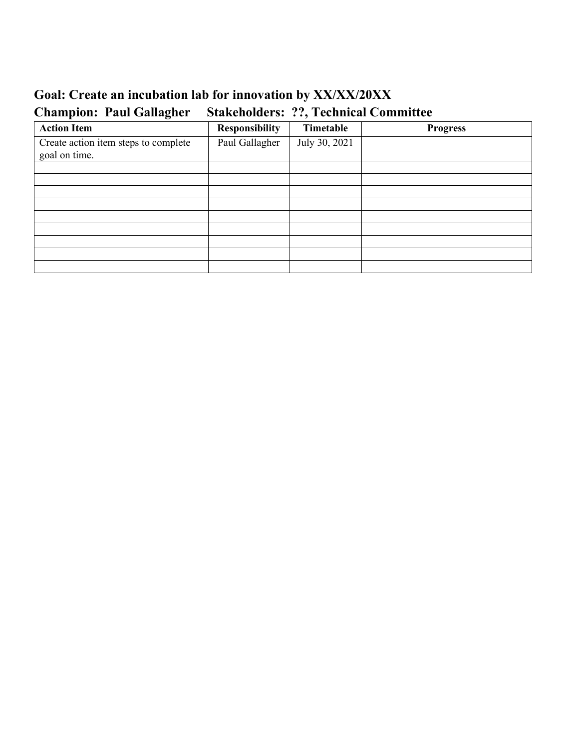**Goal: Create an incubation lab for innovation by XX/XX/20XX**
**Champion: Paul Gallagher Stakeholders: ??, Technical Committee**

| Action Item | Responsibility | Timetable | Progress |
|---|---|---|---|
| Create action item steps to complete goal on time. | Paul Gallagher | July 30, 2021 | |
| | | | |
| | | | |
| | | | |
| | | | |
| | | | |
| | | | |
| | | | |
| | | | |
| | | | |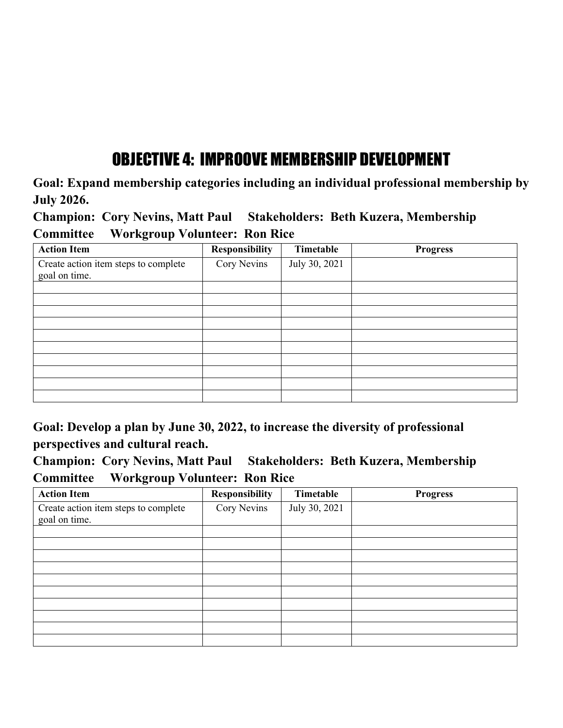# OBJECTIVE 4: IMPROOVE MEMBERSHIP DEVELOPMENT

**Goal: Expand membership categories including an individual professional membership by July 2026.**

**Champion: Cory Nevins, Matt Paul Stakeholders: Beth Kuzera, Membership Committee Workgroup Volunteer: Ron Rice**

| Action Item | Responsibility | Timetable | Progress |
|---|---|---|---|
| Create action item steps to complete goal on time. | Cory Nevins | July 30, 2021 | |
| | | | |
| | | | |
| | | | |
| | | | |
| | | | |
| | | | |
| | | | |
| | | | |
| | | | |
| | | | |

**Goal: Develop a plan by June 30, 2022, to increase the diversity of professional perspectives and cultural reach.**

**Champion: Cory Nevins, Matt Paul Stakeholders: Beth Kuzera, Membership Committee Workgroup Volunteer: Ron Rice**

| Action Item | Responsibility | Timetable | Progress |
|---|---|---|---|
| Create action item steps to complete goal on time. | Cory Nevins | July 30, 2021 | |
| | | | |
| | | | |
| | | | |
| | | | |
| | | | |
| | | | |
| | | | |
| | | | |
| | | | |
| | | | |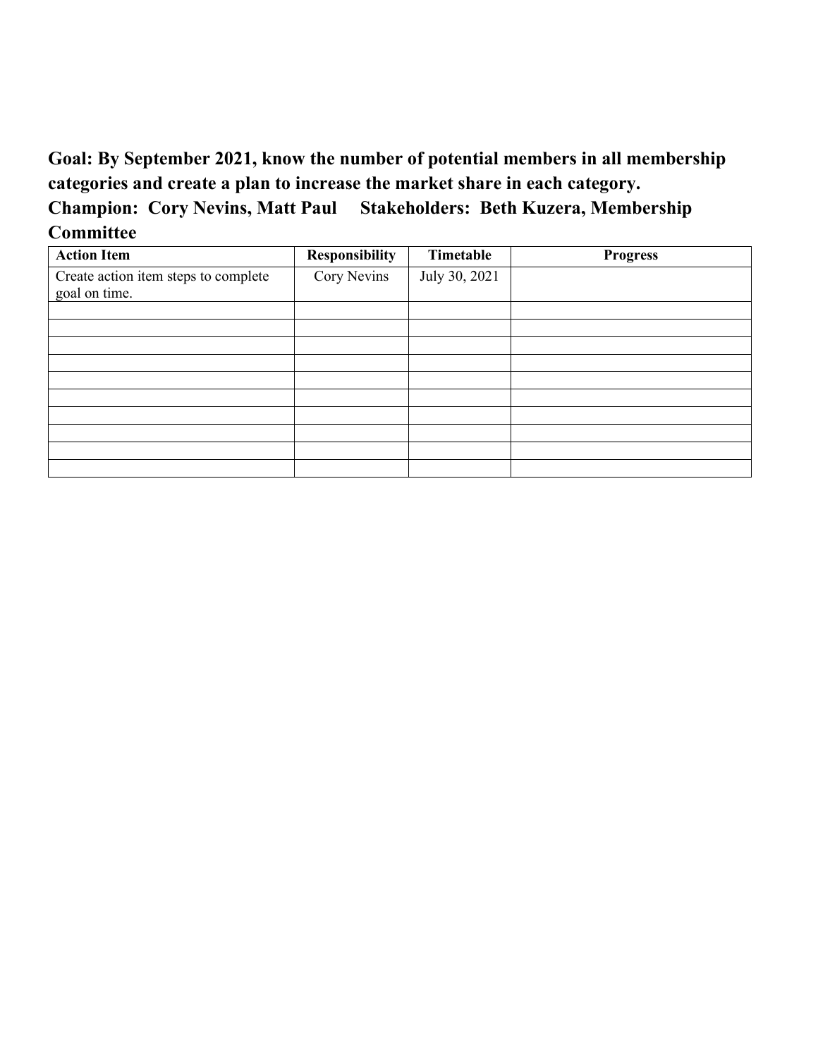**Goal: By September 2021, know the number of potential members in all membership categories and create a plan to increase the market share in each category.**

**Champion: Cory Nevins, Matt Paul     Stakeholders: Beth Kuzera, Membership Committee**

| Action Item | Responsibility | Timetable | Progress |
|---|---|---|---|
| Create action item steps to complete goal on time. | Cory Nevins | July 30, 2021 | |
| | | | |
| | | | |
| | | | |
| | | | |
| | | | |
| | | | |
| | | | |
| | | | |
| | | | |
| | | | |